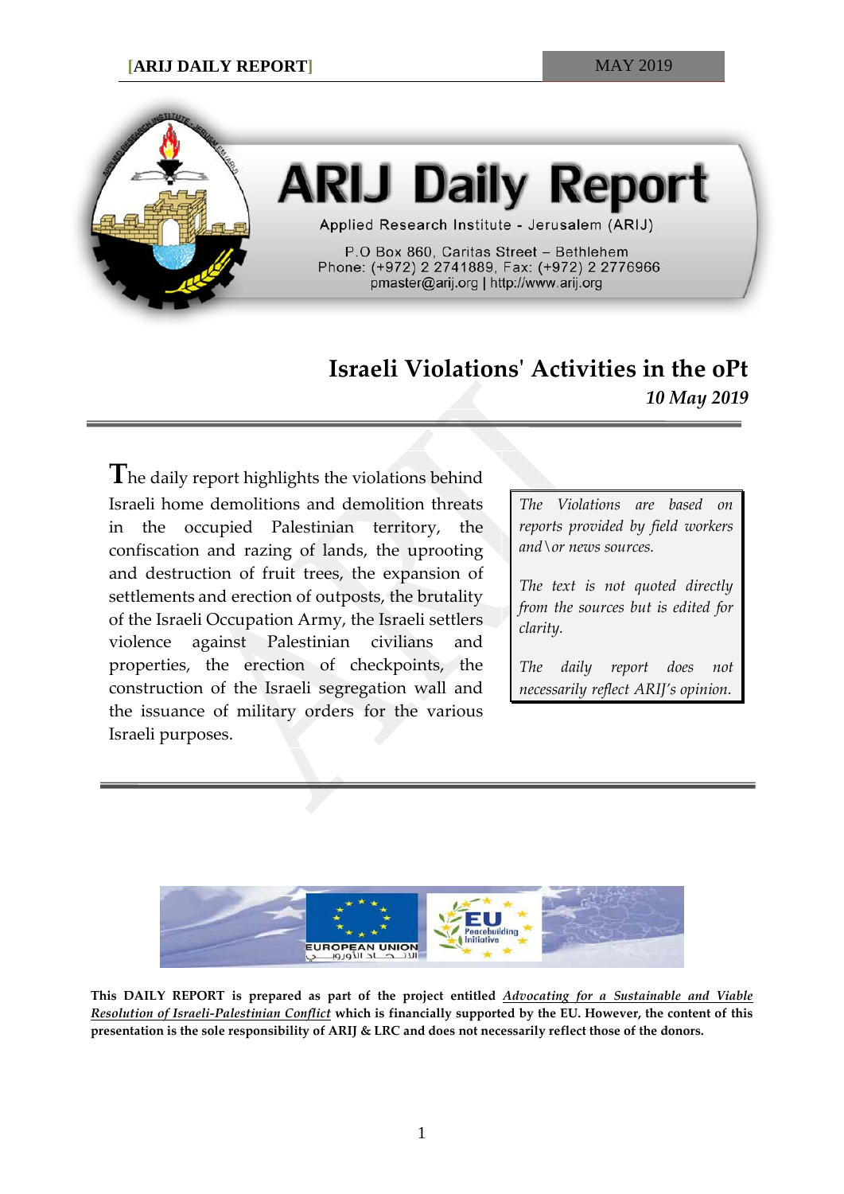# ARIJ Daily Report

Applied Research Institute - Jerusalem (ARIJ)

P.O Box 860, Caritas Street – Bethlehem
Phone: (+972) 2 2741889, Fax: (+972) 2 2776966
pmaster@arij.org | http://www.arij.org

## Israeli Violations' Activities in the oPt

*10 May 2019*

The daily report highlights the violations behind Israeli home demolitions and demolition threats in the occupied Palestinian territory, the confiscation and razing of lands, the uprooting and destruction of fruit trees, the expansion of settlements and erection of outposts, the brutality of the Israeli Occupation Army, the Israeli settlers violence against Palestinian civilians and properties, the erection of checkpoints, the construction of the Israeli segregation wall and the issuance of military orders for the various Israeli purposes.

*The Violations are based on reports provided by field workers and\or news sources.*

*The text is not quoted directly from the sources but is edited for clarity.*

*The daily report does not necessarily reflect ARIJ's opinion.*

**This DAILY REPORT is prepared as part of the project entitled *Advocating for a Sustainable and Viable Resolution of Israeli-Palestinian Conflict* which is financially supported by the EU. However, the content of this presentation is the sole responsibility of ARIJ & LRC and does not necessarily reflect those of the donors.**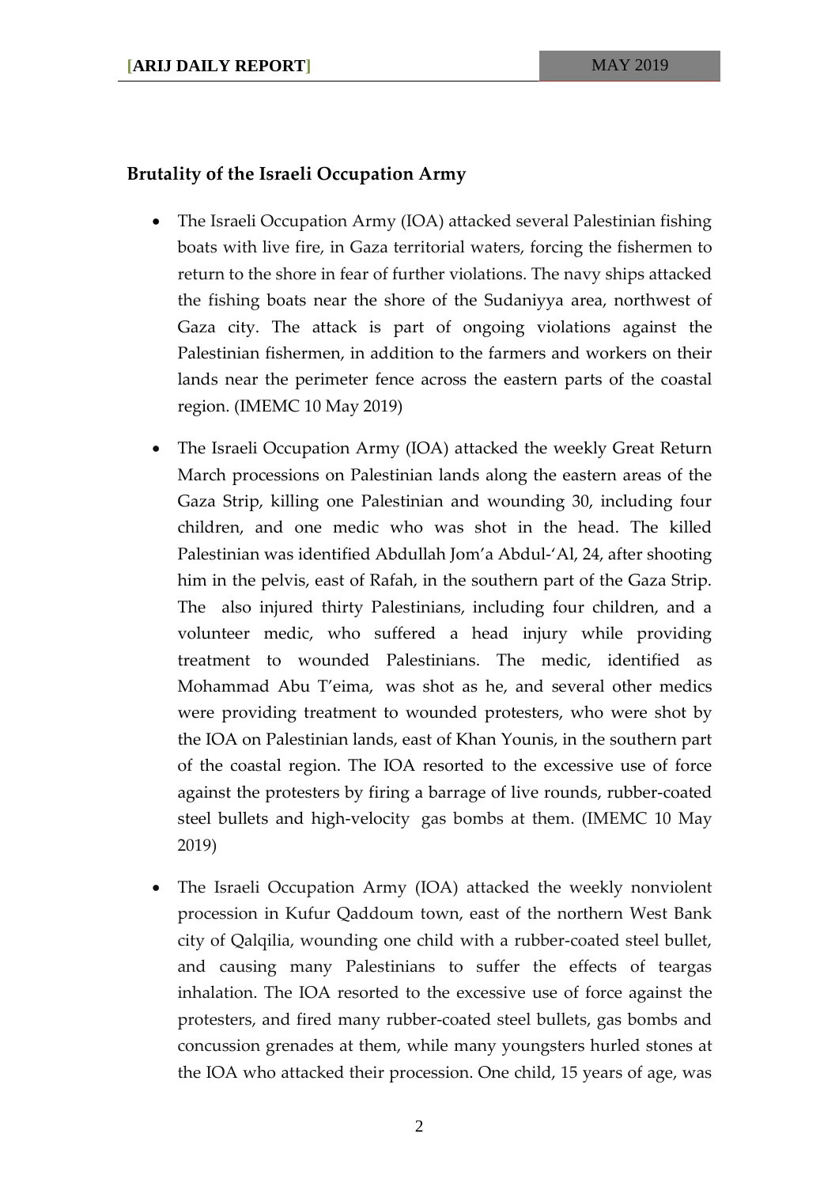## Brutality of the Israeli Occupation Army

- The Israeli Occupation Army (IOA) attacked several Palestinian fishing boats with live fire, in Gaza territorial waters, forcing the fishermen to return to the shore in fear of further violations. The navy ships attacked the fishing boats near the shore of the Sudaniyya area, northwest of Gaza city. The attack is part of ongoing violations against the Palestinian fishermen, in addition to the farmers and workers on their lands near the perimeter fence across the eastern parts of the coastal region. (IMEMC 10 May 2019)

- The Israeli Occupation Army (IOA) attacked the weekly Great Return March processions on Palestinian lands along the eastern areas of the Gaza Strip, killing one Palestinian and wounding 30, including four children, and one medic who was shot in the head. The killed Palestinian was identified Abdullah Jom'a Abdul-'Al, 24, after shooting him in the pelvis, east of Rafah, in the southern part of the Gaza Strip. The also injured thirty Palestinians, including four children, and a volunteer medic, who suffered a head injury while providing treatment to wounded Palestinians. The medic, identified as Mohammad Abu T'eima, was shot as he, and several other medics were providing treatment to wounded protesters, who were shot by the IOA on Palestinian lands, east of Khan Younis, in the southern part of the coastal region. The IOA resorted to the excessive use of force against the protesters by firing a barrage of live rounds, rubber-coated steel bullets and high-velocity gas bombs at them. (IMEMC 10 May 2019)

- The Israeli Occupation Army (IOA) attacked the weekly nonviolent procession in Kufur Qaddoum town, east of the northern West Bank city of Qalqilia, wounding one child with a rubber-coated steel bullet, and causing many Palestinians to suffer the effects of teargas inhalation. The IOA resorted to the excessive use of force against the protesters, and fired many rubber-coated steel bullets, gas bombs and concussion grenades at them, while many youngsters hurled stones at the IOA who attacked their procession. One child, 15 years of age, was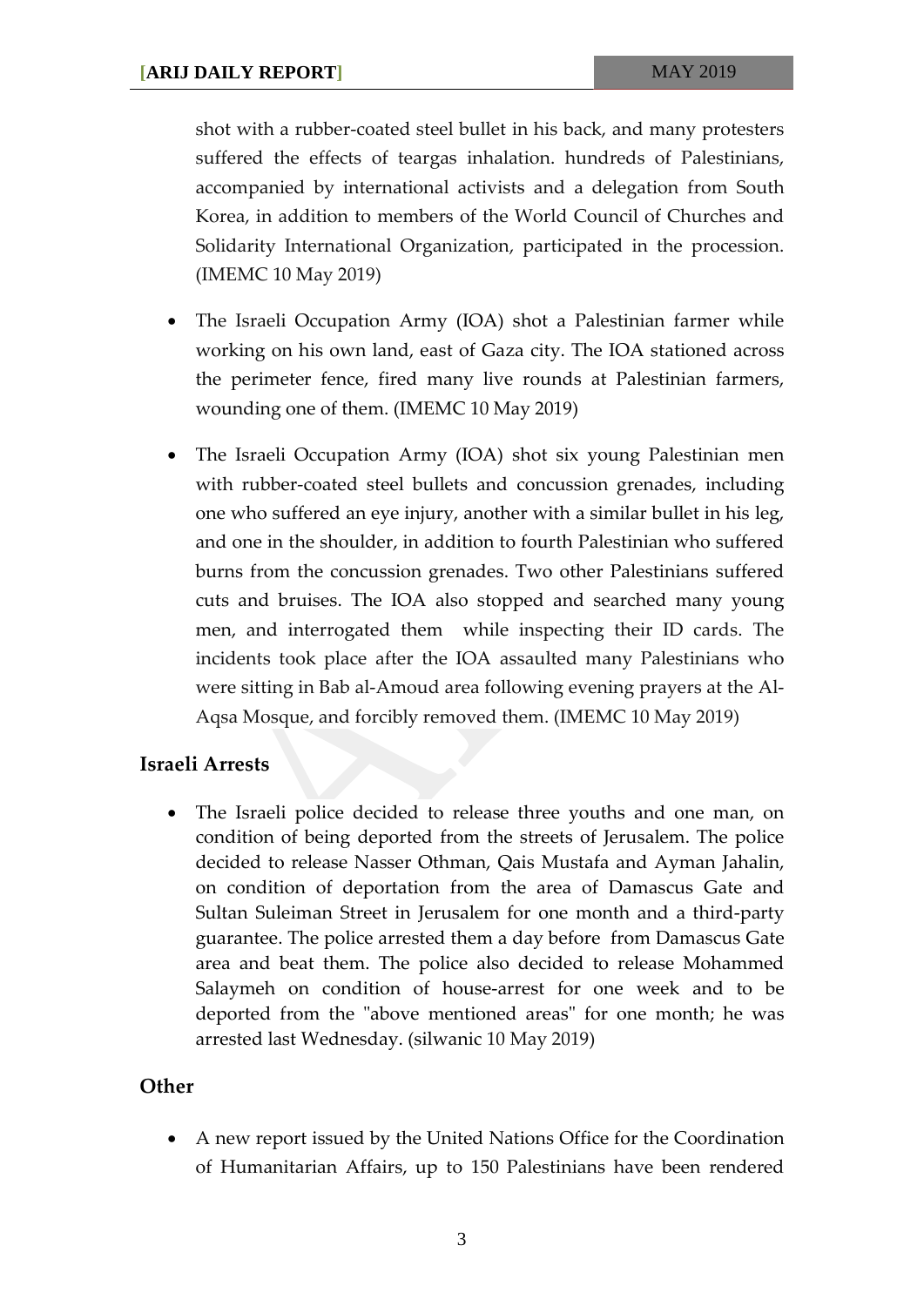shot with a rubber-coated steel bullet in his back, and many protesters suffered the effects of teargas inhalation. hundreds of Palestinians, accompanied by international activists and a delegation from South Korea, in addition to members of the World Council of Churches and Solidarity International Organization, participated in the procession. (IMEMC 10 May 2019)

- The Israeli Occupation Army (IOA) shot a Palestinian farmer while working on his own land, east of Gaza city. The IOA stationed across the perimeter fence, fired many live rounds at Palestinian farmers, wounding one of them. (IMEMC 10 May 2019)

- The Israeli Occupation Army (IOA) shot six young Palestinian men with rubber-coated steel bullets and concussion grenades, including one who suffered an eye injury, another with a similar bullet in his leg, and one in the shoulder, in addition to fourth Palestinian who suffered burns from the concussion grenades. Two other Palestinians suffered cuts and bruises. The IOA also stopped and searched many young men, and interrogated them while inspecting their ID cards. The incidents took place after the IOA assaulted many Palestinians who were sitting in Bab al-Amoud area following evening prayers at the Al-Aqsa Mosque, and forcibly removed them. (IMEMC 10 May 2019)

## Israeli Arrests

- The Israeli police decided to release three youths and one man, on condition of being deported from the streets of Jerusalem. The police decided to release Nasser Othman, Qais Mustafa and Ayman Jahalin, on condition of deportation from the area of Damascus Gate and Sultan Suleiman Street in Jerusalem for one month and a third-party guarantee. The police arrested them a day before from Damascus Gate area and beat them. The police also decided to release Mohammed Salaymeh on condition of house-arrest for one week and to be deported from the "above mentioned areas" for one month; he was arrested last Wednesday. (silwanic 10 May 2019)

## Other

- A new report issued by the United Nations Office for the Coordination of Humanitarian Affairs, up to 150 Palestinians have been rendered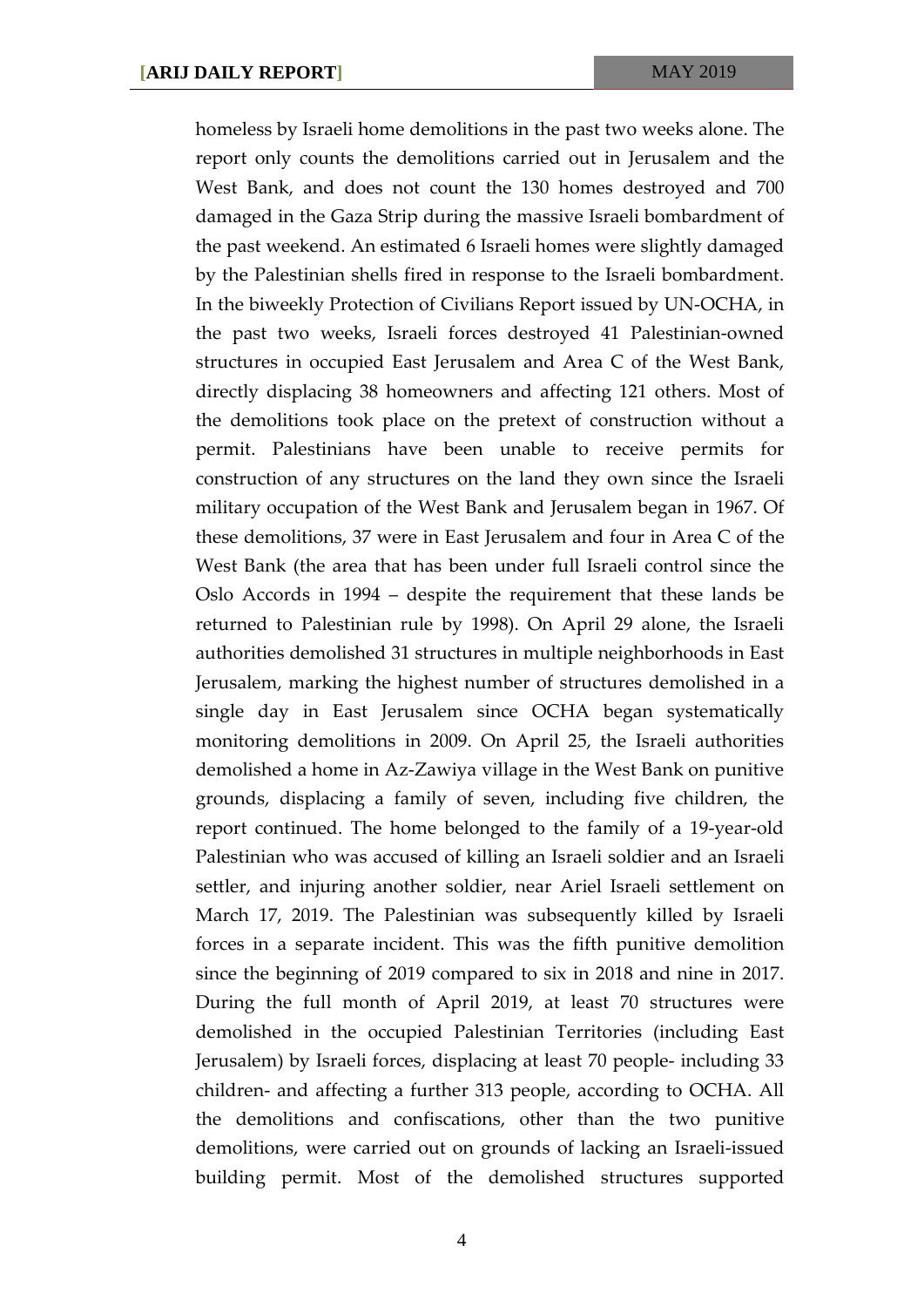homeless by Israeli home demolitions in the past two weeks alone. The report only counts the demolitions carried out in Jerusalem and the West Bank, and does not count the 130 homes destroyed and 700 damaged in the Gaza Strip during the massive Israeli bombardment of the past weekend. An estimated 6 Israeli homes were slightly damaged by the Palestinian shells fired in response to the Israeli bombardment. In the biweekly Protection of Civilians Report issued by UN-OCHA, in the past two weeks, Israeli forces destroyed 41 Palestinian-owned structures in occupied East Jerusalem and Area C of the West Bank, directly displacing 38 homeowners and affecting 121 others. Most of the demolitions took place on the pretext of construction without a permit. Palestinians have been unable to receive permits for construction of any structures on the land they own since the Israeli military occupation of the West Bank and Jerusalem began in 1967. Of these demolitions, 37 were in East Jerusalem and four in Area C of the West Bank (the area that has been under full Israeli control since the Oslo Accords in 1994 – despite the requirement that these lands be returned to Palestinian rule by 1998). On April 29 alone, the Israeli authorities demolished 31 structures in multiple neighborhoods in East Jerusalem, marking the highest number of structures demolished in a single day in East Jerusalem since OCHA began systematically monitoring demolitions in 2009. On April 25, the Israeli authorities demolished a home in Az-Zawiya village in the West Bank on punitive grounds, displacing a family of seven, including five children, the report continued. The home belonged to the family of a 19-year-old Palestinian who was accused of killing an Israeli soldier and an Israeli settler, and injuring another soldier, near Ariel Israeli settlement on March 17, 2019. The Palestinian was subsequently killed by Israeli forces in a separate incident. This was the fifth punitive demolition since the beginning of 2019 compared to six in 2018 and nine in 2017. During the full month of April 2019, at least 70 structures were demolished in the occupied Palestinian Territories (including East Jerusalem) by Israeli forces, displacing at least 70 people- including 33 children- and affecting a further 313 people, according to OCHA. All the demolitions and confiscations, other than the two punitive demolitions, were carried out on grounds of lacking an Israeli-issued building permit. Most of the demolished structures supported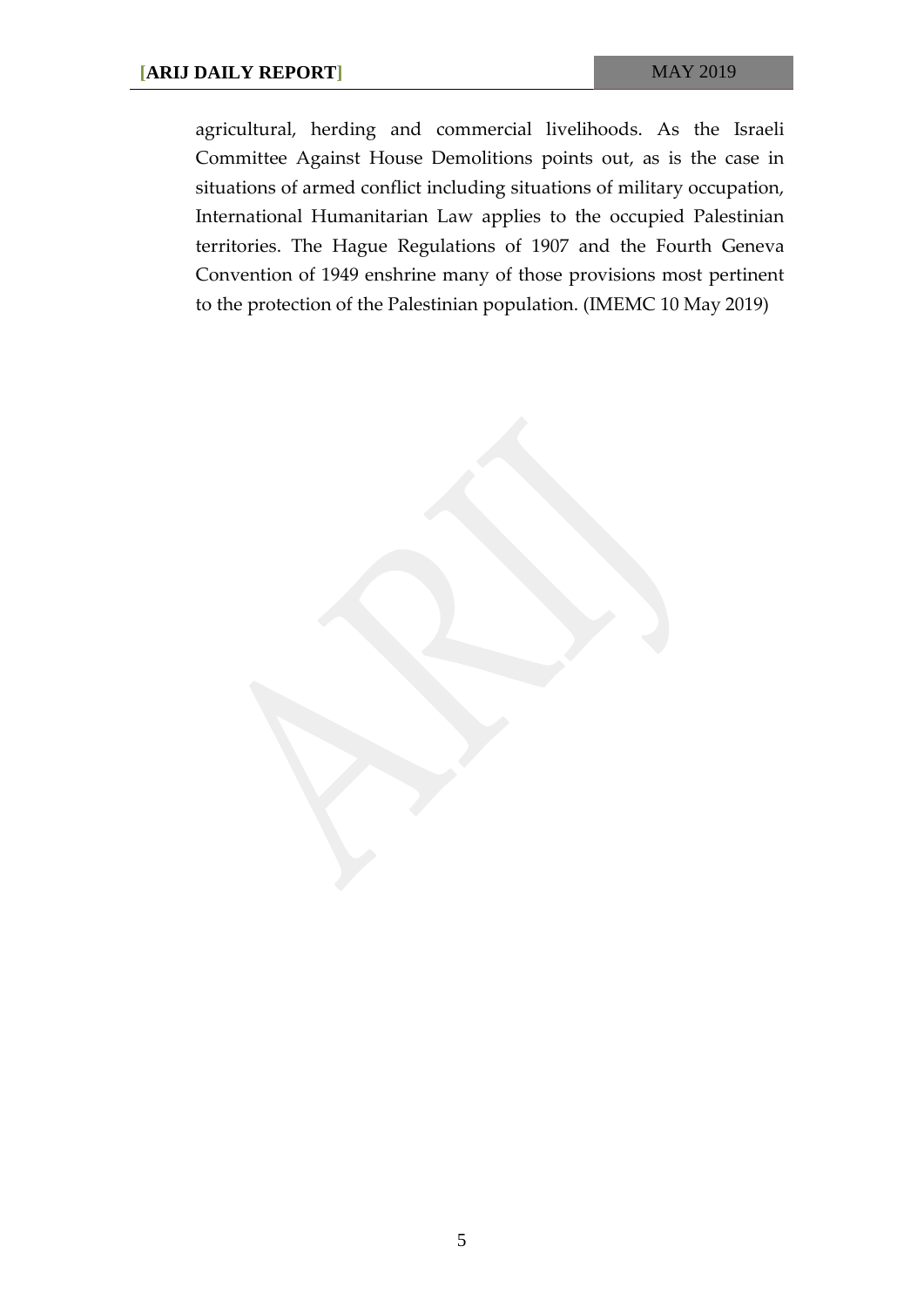agricultural, herding and commercial livelihoods. As the Israeli Committee Against House Demolitions points out, as is the case in situations of armed conflict including situations of military occupation, International Humanitarian Law applies to the occupied Palestinian territories. The Hague Regulations of 1907 and the Fourth Geneva Convention of 1949 enshrine many of those provisions most pertinent to the protection of the Palestinian population. (IMEMC 10 May 2019)